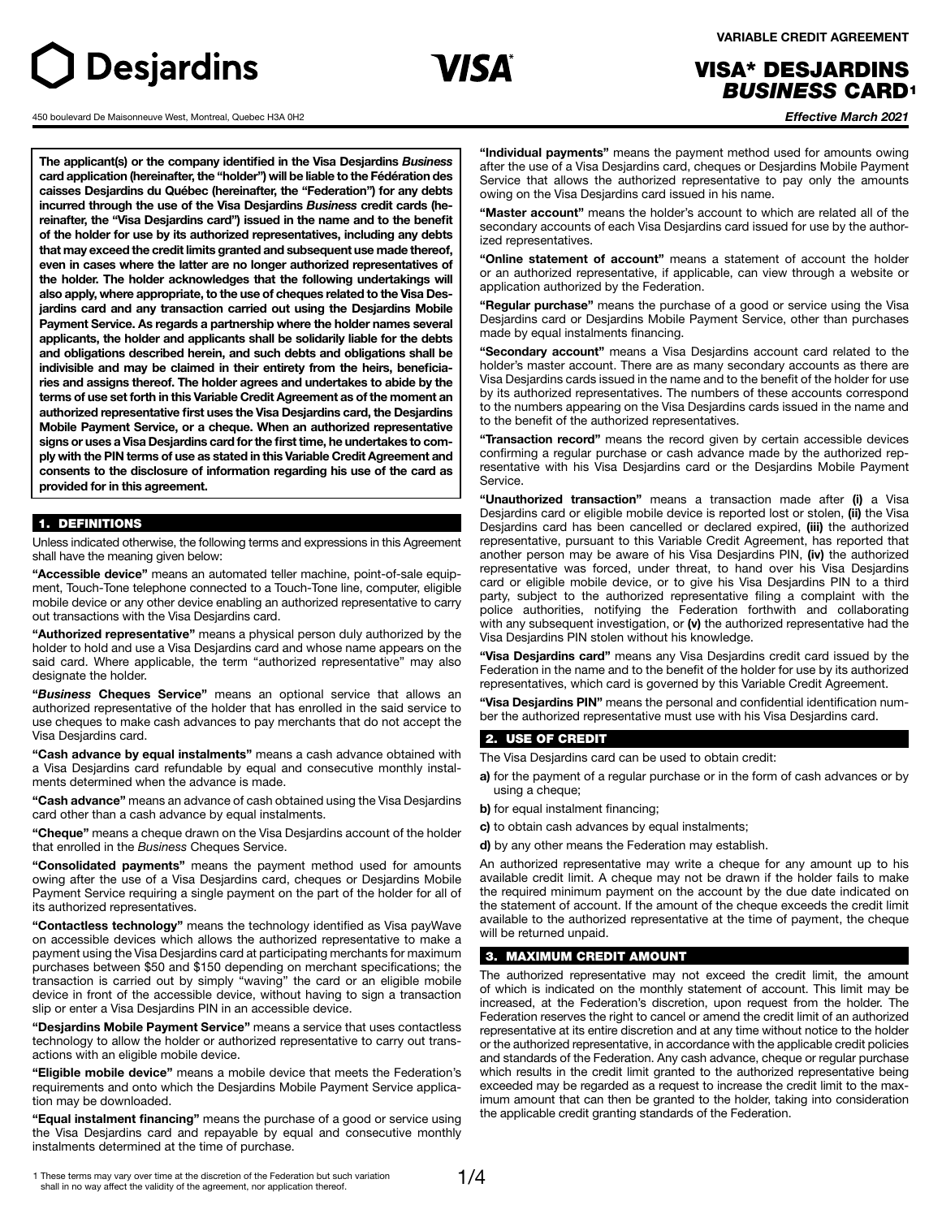VARIABLE CREDIT AGREEMENT

# VISA* DESJARDINS *BUSINESS* CARD[1]

450 boulevard De Maisonneuve West, Montreal, Quebec H3A 0H2

***Effective March 2021***

**The applicant(s) or the company identified in the Visa Desjardins *Business* card application (hereinafter, the "holder") will be liable to the Fédération des caisses Desjardins du Québec (hereinafter, the "Federation") for any debts incurred through the use of the Visa Desjardins *Business* credit cards (hereinafter, the "Visa Desjardins card") issued in the name and to the benefit of the holder for use by its authorized representatives, including any debts that may exceed the credit limits granted and subsequent use made thereof, even in cases where the latter are no longer authorized representatives of the holder. The holder acknowledges that the following undertakings will also apply, where appropriate, to the use of cheques related to the Visa Desjardins card and any transaction carried out using the Desjardins Mobile Payment Service. As regards a partnership where the holder names several applicants, the holder and applicants shall be solidarily liable for the debts and obligations described herein, and such debts and obligations shall be indivisible and may be claimed in their entirety from the heirs, beneficiaries and assigns thereof. The holder agrees and undertakes to abide by the terms of use set forth in this Variable Credit Agreement as of the moment an authorized representative first uses the Visa Desjardins card, the Desjardins Mobile Payment Service, or a cheque. When an authorized representative signs or uses a Visa Desjardins card for the first time, he undertakes to comply with the PIN terms of use as stated in this Variable Credit Agreement and consents to the disclosure of information regarding his use of the card as provided for in this agreement.**

## 1. DEFINITIONS

Unless indicated otherwise, the following terms and expressions in this Agreement shall have the meaning given below:

**"Accessible device"** means an automated teller machine, point-of-sale equipment, Touch-Tone telephone connected to a Touch-Tone line, computer, eligible mobile device or any other device enabling an authorized representative to carry out transactions with the Visa Desjardins card.

**"Authorized representative"** means a physical person duly authorized by the holder to hold and use a Visa Desjardins card and whose name appears on the said card. Where applicable, the term "authorized representative" may also designate the holder.

**"*Business* Cheques Service"** means an optional service that allows an authorized representative of the holder that has enrolled in the said service to use cheques to make cash advances to pay merchants that do not accept the Visa Desjardins card.

**"Cash advance by equal instalments"** means a cash advance obtained with a Visa Desjardins card refundable by equal and consecutive monthly instalments determined when the advance is made.

**"Cash advance"** means an advance of cash obtained using the Visa Desjardins card other than a cash advance by equal instalments.

**"Cheque"** means a cheque drawn on the Visa Desjardins account of the holder that enrolled in the *Business* Cheques Service.

**"Consolidated payments"** means the payment method used for amounts owing after the use of a Visa Desjardins card, cheques or Desjardins Mobile Payment Service requiring a single payment on the part of the holder for all of its authorized representatives.

**"Contactless technology"** means the technology identified as Visa payWave on accessible devices which allows the authorized representative to make a payment using the Visa Desjardins card at participating merchants for maximum purchases between \$50 and \$150 depending on merchant specifications; the transaction is carried out by simply "waving" the card or an eligible mobile device in front of the accessible device, without having to sign a transaction slip or enter a Visa Desjardins PIN in an accessible device.

**"Desjardins Mobile Payment Service"** means a service that uses contactless technology to allow the holder or authorized representative to carry out transactions with an eligible mobile device.

**"Eligible mobile device"** means a mobile device that meets the Federation's requirements and onto which the Desjardins Mobile Payment Service application may be downloaded.

**"Equal instalment financing"** means the purchase of a good or service using the Visa Desjardins card and repayable by equal and consecutive monthly instalments determined at the time of purchase.

**"Individual payments"** means the payment method used for amounts owing after the use of a Visa Desjardins card, cheques or Desjardins Mobile Payment Service that allows the authorized representative to pay only the amounts owing on the Visa Desjardins card issued in his name.

**"Master account"** means the holder's account to which are related all of the secondary accounts of each Visa Desjardins card issued for use by the authorized representatives.

**"Online statement of account"** means a statement of account the holder or an authorized representative, if applicable, can view through a website or application authorized by the Federation.

**"Regular purchase"** means the purchase of a good or service using the Visa Desjardins card or Desjardins Mobile Payment Service, other than purchases made by equal instalments financing.

**"Secondary account"** means a Visa Desjardins account card related to the holder's master account. There are as many secondary accounts as there are Visa Desjardins cards issued in the name and to the benefit of the holder for use by its authorized representatives. The numbers of these accounts correspond to the numbers appearing on the Visa Desjardins cards issued in the name and to the benefit of the authorized representatives.

**"Transaction record"** means the record given by certain accessible devices confirming a regular purchase or cash advance made by the authorized representative with his Visa Desjardins card or the Desjardins Mobile Payment Service.

**"Unauthorized transaction"** means a transaction made after **(i)** a Visa Desjardins card or eligible mobile device is reported lost or stolen, **(ii)** the Visa Desjardins card has been cancelled or declared expired, **(iii)** the authorized representative, pursuant to this Variable Credit Agreement, has reported that another person may be aware of his Visa Desjardins PIN, **(iv)** the authorized representative was forced, under threat, to hand over his Visa Desjardins card or eligible mobile device, or to give his Visa Desjardins PIN to a third party, subject to the authorized representative filing a complaint with the police authorities, notifying the Federation forthwith and collaborating with any subsequent investigation, or **(v)** the authorized representative had the Visa Desjardins PIN stolen without his knowledge.

**"Visa Desjardins card"** means any Visa Desjardins credit card issued by the Federation in the name and to the benefit of the holder for use by its authorized representatives, which card is governed by this Variable Credit Agreement.

**"Visa Desjardins PIN"** means the personal and confidential identification number the authorized representative must use with his Visa Desjardins card.

## 2. USE OF CREDIT

The Visa Desjardins card can be used to obtain credit:

**a)** for the payment of a regular purchase or in the form of cash advances or by using a cheque;

**b)** for equal instalment financing;

**c)** to obtain cash advances by equal instalments;

**d)** by any other means the Federation may establish.

An authorized representative may write a cheque for any amount up to his available credit limit. A cheque may not be drawn if the holder fails to make the required minimum payment on the account by the due date indicated on the statement of account. If the amount of the cheque exceeds the credit limit available to the authorized representative at the time of payment, the cheque will be returned unpaid.

## 3. MAXIMUM CREDIT AMOUNT

The authorized representative may not exceed the credit limit, the amount of which is indicated on the monthly statement of account. This limit may be increased, at the Federation's discretion, upon request from the holder. The Federation reserves the right to cancel or amend the credit limit of an authorized representative at its entire discretion and at any time without notice to the holder or the authorized representative, in accordance with the applicable credit policies and standards of the Federation. Any cash advance, cheque or regular purchase which results in the credit limit granted to the authorized representative being exceeded may be regarded as a request to increase the credit limit to the maximum amount that can then be granted to the holder, taking into consideration the applicable credit granting standards of the Federation.

[1] These terms may vary over time at the discretion of the Federation but such variation shall in no way affect the validity of the agreement, nor application thereof.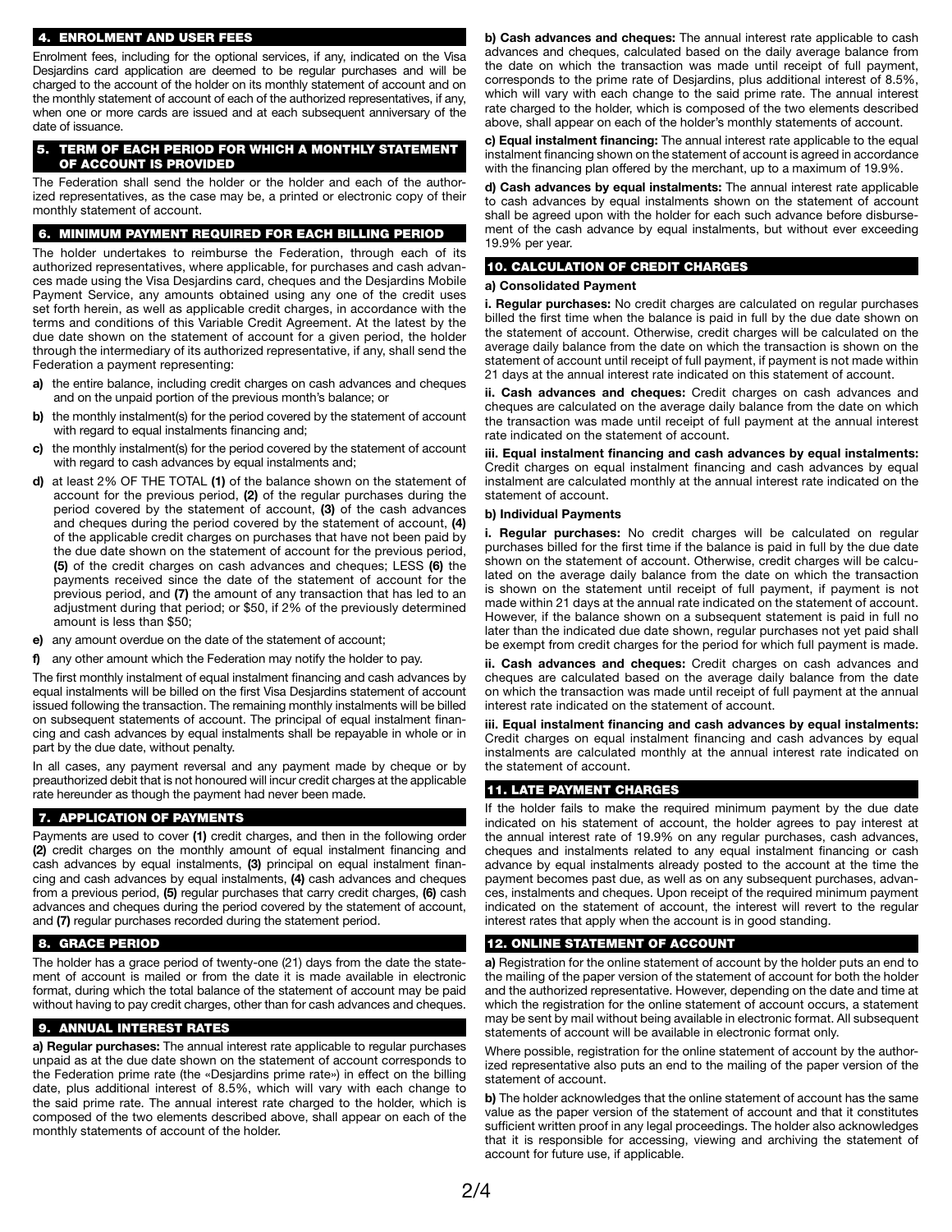## 4. ENROLMENT AND USER FEES

Enrolment fees, including for the optional services, if any, indicated on the Visa Desjardins card application are deemed to be regular purchases and will be charged to the account of the holder on its monthly statement of account and on the monthly statement of account of each of the authorized representatives, if any, when one or more cards are issued and at each subsequent anniversary of the date of issuance.

## 5. TERM OF EACH PERIOD FOR WHICH A MONTHLY STATEMENT OF ACCOUNT IS PROVIDED

The Federation shall send the holder or the holder and each of the authorized representatives, as the case may be, a printed or electronic copy of their monthly statement of account.

## 6. MINIMUM PAYMENT REQUIRED FOR EACH BILLING PERIOD

The holder undertakes to reimburse the Federation, through each of its authorized representatives, where applicable, for purchases and cash advances made using the Visa Desjardins card, cheques and the Desjardins Mobile Payment Service, any amounts obtained using any one of the credit uses set forth herein, as well as applicable credit charges, in accordance with the terms and conditions of this Variable Credit Agreement. At the latest by the due date shown on the statement of account for a given period, the holder through the intermediary of its authorized representative, if any, shall send the Federation a payment representing:

- **a)** the entire balance, including credit charges on cash advances and cheques and on the unpaid portion of the previous month's balance; or
- **b)** the monthly instalment(s) for the period covered by the statement of account with regard to equal instalments financing and;
- **c)** the monthly instalment(s) for the period covered by the statement of account with regard to cash advances by equal instalments and;
- **d)** at least 2% OF THE TOTAL **(1)** of the balance shown on the statement of account for the previous period, **(2)** of the regular purchases during the period covered by the statement of account, **(3)** of the cash advances and cheques during the period covered by the statement of account, **(4)** of the applicable credit charges on purchases that have not been paid by the due date shown on the statement of account for the previous period, **(5)** of the credit charges on cash advances and cheques; LESS **(6)** the payments received since the date of the statement of account for the previous period, and **(7)** the amount of any transaction that has led to an adjustment during that period; or $50, if 2% of the previously determined amount is less than $50;
- **e)** any amount overdue on the date of the statement of account;
- **f)** any other amount which the Federation may notify the holder to pay.

The first monthly instalment of equal instalment financing and cash advances by equal instalments will be billed on the first Visa Desjardins statement of account issued following the transaction. The remaining monthly instalments will be billed on subsequent statements of account. The principal of equal instalment financing and cash advances by equal instalments shall be repayable in whole or in part by the due date, without penalty.

In all cases, any payment reversal and any payment made by cheque or by preauthorized debit that is not honoured will incur credit charges at the applicable rate hereunder as though the payment had never been made.

## 7. APPLICATION OF PAYMENTS

Payments are used to cover **(1)** credit charges, and then in the following order **(2)** credit charges on the monthly amount of equal instalment financing and cash advances by equal instalments, **(3)** principal on equal instalment financing and cash advances by equal instalments, **(4)** cash advances and cheques from a previous period, **(5)** regular purchases that carry credit charges, **(6)** cash advances and cheques during the period covered by the statement of account, and **(7)** regular purchases recorded during the statement period.

## 8. GRACE PERIOD

The holder has a grace period of twenty-one (21) days from the date the statement of account is mailed or from the date it is made available in electronic format, during which the total balance of the statement of account may be paid without having to pay credit charges, other than for cash advances and cheques.

## 9. ANNUAL INTEREST RATES

**a) Regular purchases:** The annual interest rate applicable to regular purchases unpaid as at the due date shown on the statement of account corresponds to the Federation prime rate (the «Desjardins prime rate») in effect on the billing date, plus additional interest of 8.5%, which will vary with each change to the said prime rate. The annual interest rate charged to the holder, which is composed of the two elements described above, shall appear on each of the monthly statements of account of the holder.

**b) Cash advances and cheques:** The annual interest rate applicable to cash advances and cheques, calculated based on the daily average balance from the date on which the transaction was made until receipt of full payment, corresponds to the prime rate of Desjardins, plus additional interest of 8.5%, which will vary with each change to the said prime rate. The annual interest rate charged to the holder, which is composed of the two elements described above, shall appear on each of the holder's monthly statements of account.

**c) Equal instalment financing:** The annual interest rate applicable to the equal instalment financing shown on the statement of account is agreed in accordance with the financing plan offered by the merchant, up to a maximum of 19.9%.

**d) Cash advances by equal instalments:** The annual interest rate applicable to cash advances by equal instalments shown on the statement of account shall be agreed upon with the holder for each such advance before disbursement of the cash advance by equal instalments, but without ever exceeding 19.9% per year.

## 10. CALCULATION OF CREDIT CHARGES

### a) Consolidated Payment

**i. Regular purchases:** No credit charges are calculated on regular purchases billed the first time when the balance is paid in full by the due date shown on the statement of account. Otherwise, credit charges will be calculated on the average daily balance from the date on which the transaction is shown on the statement of account until receipt of full payment, if payment is not made within 21 days at the annual interest rate indicated on this statement of account.

**ii. Cash advances and cheques:** Credit charges on cash advances and cheques are calculated on the average daily balance from the date on which the transaction was made until receipt of full payment at the annual interest rate indicated on the statement of account.

**iii. Equal instalment financing and cash advances by equal instalments:** Credit charges on equal instalment financing and cash advances by equal instalment are calculated monthly at the annual interest rate indicated on the statement of account.

### b) Individual Payments

**i. Regular purchases:** No credit charges will be calculated on regular purchases billed for the first time if the balance is paid in full by the due date shown on the statement of account. Otherwise, credit charges will be calculated on the average daily balance from the date on which the transaction is shown on the statement until receipt of full payment, if payment is not made within 21 days at the annual rate indicated on the statement of account. However, if the balance shown on a subsequent statement is paid in full no later than the indicated due date shown, regular purchases not yet paid shall be exempt from credit charges for the period for which full payment is made.

**ii. Cash advances and cheques:** Credit charges on cash advances and cheques are calculated based on the average daily balance from the date on which the transaction was made until receipt of full payment at the annual interest rate indicated on the statement of account.

**iii. Equal instalment financing and cash advances by equal instalments:** Credit charges on equal instalment financing and cash advances by equal instalments are calculated monthly at the annual interest rate indicated on the statement of account.

## 11. LATE PAYMENT CHARGES

If the holder fails to make the required minimum payment by the due date indicated on his statement of account, the holder agrees to pay interest at the annual interest rate of 19.9% on any regular purchases, cash advances, cheques and instalments related to any equal instalment financing or cash advance by equal instalments already posted to the account at the time the payment becomes past due, as well as on any subsequent purchases, advances, instalments and cheques. Upon receipt of the required minimum payment indicated on the statement of account, the interest will revert to the regular interest rates that apply when the account is in good standing.

## 12. ONLINE STATEMENT OF ACCOUNT

**a)** Registration for the online statement of account by the holder puts an end to the mailing of the paper version of the statement of account for both the holder and the authorized representative. However, depending on the date and time at which the registration for the online statement of account occurs, a statement may be sent by mail without being available in electronic format. All subsequent statements of account will be available in electronic format only.

Where possible, registration for the online statement of account by the authorized representative also puts an end to the mailing of the paper version of the statement of account.

**b)** The holder acknowledges that the online statement of account has the same value as the paper version of the statement of account and that it constitutes sufficient written proof in any legal proceedings. The holder also acknowledges that it is responsible for accessing, viewing and archiving the statement of account for future use, if applicable.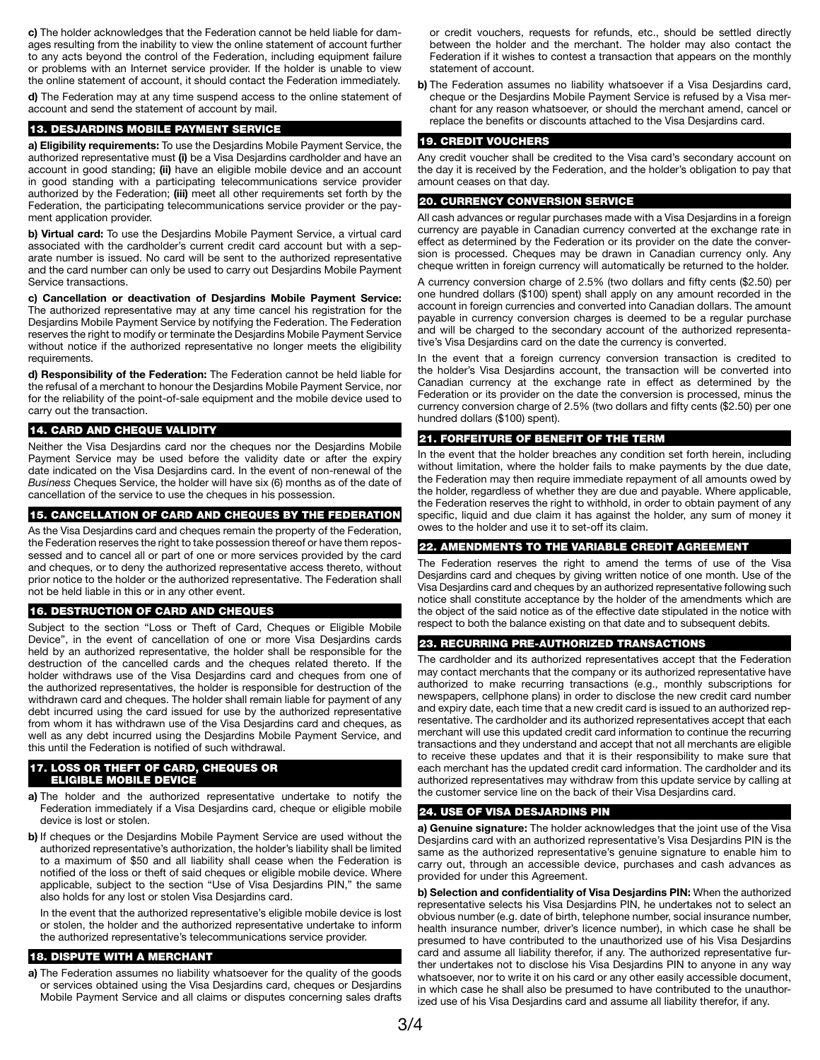**c)** The holder acknowledges that the Federation cannot be held liable for damages resulting from the inability to view the online statement of account further to any acts beyond the control of the Federation, including equipment failure or problems with an Internet service provider. If the holder is unable to view the online statement of account, it should contact the Federation immediately.

**d)** The Federation may at any time suspend access to the online statement of account and send the statement of account by mail.

## 13. DESJARDINS MOBILE PAYMENT SERVICE

**a) Eligibility requirements:** To use the Desjardins Mobile Payment Service, the authorized representative must **(i)** be a Visa Desjardins cardholder and have an account in good standing; **(ii)** have an eligible mobile device and an account in good standing with a participating telecommunications service provider authorized by the Federation; **(iii)** meet all other requirements set forth by the Federation, the participating telecommunications service provider or the payment application provider.

**b) Virtual card:** To use the Desjardins Mobile Payment Service, a virtual card associated with the cardholder's current credit card account but with a separate number is issued. No card will be sent to the authorized representative and the card number can only be used to carry out Desjardins Mobile Payment Service transactions.

**c) Cancellation or deactivation of Desjardins Mobile Payment Service:** The authorized representative may at any time cancel his registration for the Desjardins Mobile Payment Service by notifying the Federation. The Federation reserves the right to modify or terminate the Desjardins Mobile Payment Service without notice if the authorized representative no longer meets the eligibility requirements.

**d) Responsibility of the Federation:** The Federation cannot be held liable for the refusal of a merchant to honour the Desjardins Mobile Payment Service, nor for the reliability of the point-of-sale equipment and the mobile device used to carry out the transaction.

## 14. CARD AND CHEQUE VALIDITY

Neither the Visa Desjardins card nor the cheques nor the Desjardins Mobile Payment Service may be used before the validity date or after the expiry date indicated on the Visa Desjardins card. In the event of non-renewal of the *Business* Cheques Service, the holder will have six (6) months as of the date of cancellation of the service to use the cheques in his possession.

## 15. CANCELLATION OF CARD AND CHEQUES BY THE FEDERATION

As the Visa Desjardins card and cheques remain the property of the Federation, the Federation reserves the right to take possession thereof or have them repossessed and to cancel all or part of one or more services provided by the card and cheques, or to deny the authorized representative access thereto, without prior notice to the holder or the authorized representative. The Federation shall not be held liable in this or in any other event.

## 16. DESTRUCTION OF CARD AND CHEQUES

Subject to the section "Loss or Theft of Card, Cheques or Eligible Mobile Device", in the event of cancellation of one or more Visa Desjardins cards held by an authorized representative, the holder shall be responsible for the destruction of the cancelled cards and the cheques related thereto. If the holder withdraws use of the Visa Desjardins card and cheques from one of the authorized representatives, the holder is responsible for destruction of the withdrawn card and cheques. The holder shall remain liable for payment of any debt incurred using the card issued for use by the authorized representative from whom it has withdrawn use of the Visa Desjardins card and cheques, as well as any debt incurred using the Desjardins Mobile Payment Service, and this until the Federation is notified of such withdrawal.

## 17. LOSS OR THEFT OF CARD, CHEQUES OR ELIGIBLE MOBILE DEVICE

**a)** The holder and the authorized representative undertake to notify the Federation immediately if a Visa Desjardins card, cheque or eligible mobile device is lost or stolen.

**b)** If cheques or the Desjardins Mobile Payment Service are used without the authorized representative's authorization, the holder's liability shall be limited to a maximum of $50 and all liability shall cease when the Federation is notified of the loss or theft of said cheques or eligible mobile device. Where applicable, subject to the section "Use of Visa Desjardins PIN," the same also holds for any lost or stolen Visa Desjardins card.

In the event that the authorized representative's eligible mobile device is lost or stolen, the holder and the authorized representative undertake to inform the authorized representative's telecommunications service provider.

## 18. DISPUTE WITH A MERCHANT

**a)** The Federation assumes no liability whatsoever for the quality of the goods or services obtained using the Visa Desjardins card, cheques or Desjardins Mobile Payment Service and all claims or disputes concerning sales drafts or credit vouchers, requests for refunds, etc., should be settled directly between the holder and the merchant. The holder may also contact the Federation if it wishes to contest a transaction that appears on the monthly statement of account.

**b)** The Federation assumes no liability whatsoever if a Visa Desjardins card, cheque or the Desjardins Mobile Payment Service is refused by a Visa merchant for any reason whatsoever, or should the merchant amend, cancel or replace the benefits or discounts attached to the Visa Desjardins card.

## 19. CREDIT VOUCHERS

Any credit voucher shall be credited to the Visa card's secondary account on the day it is received by the Federation, and the holder's obligation to pay that amount ceases on that day.

## 20. CURRENCY CONVERSION SERVICE

All cash advances or regular purchases made with a Visa Desjardins in a foreign currency are payable in Canadian currency converted at the exchange rate in effect as determined by the Federation or its provider on the date the conversion is processed. Cheques may be drawn in Canadian currency only. Any cheque written in foreign currency will automatically be returned to the holder.

A currency conversion charge of 2.5% (two dollars and fifty cents ($2.50) per one hundred dollars ($100) spent) shall apply on any amount recorded in the account in foreign currencies and converted into Canadian dollars. The amount payable in currency conversion charges is deemed to be a regular purchase and will be charged to the secondary account of the authorized representative's Visa Desjardins card on the date the currency is converted.

In the event that a foreign currency conversion transaction is credited to the holder's Visa Desjardins account, the transaction will be converted into Canadian currency at the exchange rate in effect as determined by the Federation or its provider on the date the conversion is processed, minus the currency conversion charge of 2.5% (two dollars and fifty cents ($2.50) per one hundred dollars ($100) spent).

## 21. FORFEITURE OF BENEFIT OF THE TERM

In the event that the holder breaches any condition set forth herein, including without limitation, where the holder fails to make payments by the due date, the Federation may then require immediate repayment of all amounts owed by the holder, regardless of whether they are due and payable. Where applicable, the Federation reserves the right to withhold, in order to obtain payment of any specific, liquid and due claim it has against the holder, any sum of money it owes to the holder and use it to set-off its claim.

## 22. AMENDMENTS TO THE VARIABLE CREDIT AGREEMENT

The Federation reserves the right to amend the terms of use of the Visa Desjardins card and cheques by giving written notice of one month. Use of the Visa Desjardins card and cheques by an authorized representative following such notice shall constitute acceptance by the holder of the amendments which are the object of the said notice as of the effective date stipulated in the notice with respect to both the balance existing on that date and to subsequent debits.

## 23. RECURRING PRE-AUTHORIZED TRANSACTIONS

The cardholder and its authorized representatives accept that the Federation may contact merchants that the company or its authorized representative have authorized to make recurring transactions (e.g., monthly subscriptions for newspapers, cellphone plans) in order to disclose the new credit card number and expiry date, each time that a new credit card is issued to an authorized representative. The cardholder and its authorized representatives accept that each merchant will use this updated credit card information to continue the recurring transactions and they understand and accept that not all merchants are eligible to receive these updates and that it is their responsibility to make sure that each merchant has the updated credit card information. The cardholder and its authorized representatives may withdraw from this update service by calling at the customer service line on the back of their Visa Desjardins card.

## 24. USE OF VISA DESJARDINS PIN

**a) Genuine signature:** The holder acknowledges that the joint use of the Visa Desjardins card with an authorized representative's Visa Desjardins PIN is the same as the authorized representative's genuine signature to enable him to carry out, through an accessible device, purchases and cash advances as provided for under this Agreement.

**b) Selection and confidentiality of Visa Desjardins PIN:** When the authorized representative selects his Visa Desjardins PIN, he undertakes not to select an obvious number (e.g. date of birth, telephone number, social insurance number, health insurance number, driver's licence number), in which case he shall be presumed to have contributed to the unauthorized use of his Visa Desjardins card and assume all liability therefor, if any. The authorized representative further undertakes not to disclose his Visa Desjardins PIN to anyone in any way whatsoever, nor to write it on his card or any other easily accessible document, in which case he shall also be presumed to have contributed to the unauthorized use of his Visa Desjardins card and assume all liability therefor, if any.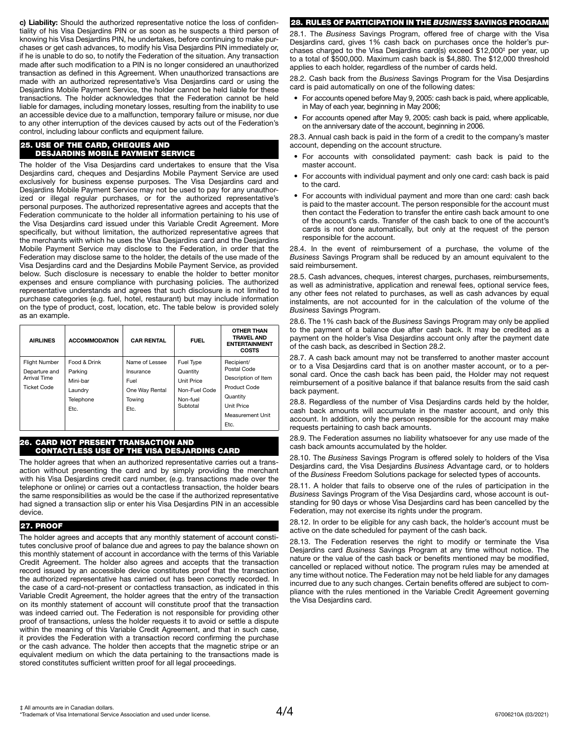**c) Liability:** Should the authorized representative notice the loss of confidentiality of his Visa Desjardins PIN or as soon as he suspects a third person of knowing his Visa Desjardins PIN, he undertakes, before continuing to make purchases or get cash advances, to modify his Visa Desjardins PIN immediately or, if he is unable to do so, to notify the Federation of the situation. Any transaction made after such modification to a PIN is no longer considered an unauthorized transaction as defined in this Agreement. When unauthorized transactions are made with an authorized representative's Visa Desjardins card or using the Desjardins Mobile Payment Service, the holder cannot be held liable for these transactions. The holder acknowledges that the Federation cannot be held liable for damages, including monetary losses, resulting from the inability to use an accessible device due to a malfunction, temporary failure or misuse, nor due to any other interruption of the devices caused by acts out of the Federation's control, including labour conflicts and equipment failure.

## 25. USE OF THE CARD, CHEQUES AND DESJARDINS MOBILE PAYMENT SERVICE

The holder of the Visa Desjardins card undertakes to ensure that the Visa Desjardins card, cheques and Desjardins Mobile Payment Service are used exclusively for business expense purposes. The Visa Desjardins card and Desjardins Mobile Payment Service may not be used to pay for any unauthorized or illegal regular purchases, or for the authorized representative's personal purposes. The authorized representative agrees and accepts that the Federation communicate to the holder all information pertaining to his use of the Visa Desjardins card issued under this Variable Credit Agreement. More specifically, but without limitation, the authorized representative agrees that the merchants with which he uses the Visa Desjardins card and the Desjardins Mobile Payment Service may disclose to the Federation, in order that the Federation may disclose same to the holder, the details of the use made of the Visa Desjardins card and the Desjardins Mobile Payment Service, as provided below. Such disclosure is necessary to enable the holder to better monitor expenses and ensure compliance with purchasing policies. The authorized representative understands and agrees that such disclosure is not limited to purchase categories (e.g. fuel, hotel, restaurant) but may include information on the type of product, cost, location, etc. The table below is provided solely as an example.

| AIRLINES | ACCOMMODATION | CAR RENTAL | FUEL | OTHER THAN TRAVEL AND ENTERTAINMENT COSTS |
|---|---|---|---|---|
| Flight Number<br>Departure and Arrival Time<br>Ticket Code | Food & Drink<br>Parking<br>Mini-bar<br>Laundry<br>Telephone<br>Etc. | Name of Lessee<br>Insurance<br>Fuel<br>One Way Rental<br>Towing<br>Etc. | Fuel Type<br>Quantity<br>Unit Price<br>Non-Fuel Code<br>Non-fuel Subtotal | Recipient/ Postal Code<br>Description of Item<br>Product Code<br>Quantity<br>Unit Price<br>Measurement Unit<br>Etc. |

## 26. CARD NOT PRESENT TRANSACTION AND CONTACTLESS USE OF THE VISA DESJARDINS CARD

The holder agrees that when an authorized representative carries out a transaction without presenting the card and by simply providing the merchant with his Visa Desjardins credit card number, (e.g. transactions made over the telephone or online) or carries out a contactless transaction, the holder bears the same responsibilities as would be the case if the authorized representative had signed a transaction slip or enter his Visa Desjardins PIN in an accessible device.

## 27. PROOF

The holder agrees and accepts that any monthly statement of account constitutes conclusive proof of balance due and agrees to pay the balance shown on this monthly statement of account in accordance with the terms of this Variable Credit Agreement. The holder also agrees and accepts that the transaction record issued by an accessible device constitutes proof that the transaction the authorized representative has carried out has been correctly recorded. In the case of a card-not-present or contactless transaction, as indicated in this Variable Credit Agreement, the holder agrees that the entry of the transaction on its monthly statement of account will constitute proof that the transaction was indeed carried out. The Federation is not responsible for providing other proof of transactions, unless the holder requests it to avoid or settle a dispute within the meaning of this Variable Credit Agreement, and that in such case, it provides the Federation with a transaction record confirming the purchase or the cash advance. The holder then accepts that the magnetic stripe or an equivalent medium on which the data pertaining to the transactions made is stored constitutes sufficient written proof for all legal proceedings.

## 28. RULES OF PARTICIPATION IN THE *BUSINESS* SAVINGS PROGRAM

28.1. The *Business* Savings Program, offered free of charge with the Visa Desjardins card, gives 1% cash back on purchases once the holder's purchases charged to the Visa Desjardins card(s) exceed $12,000‡ per year, up to a total of $500,000. Maximum cash back is $4,880. The $12,000 threshold applies to each holder, regardless of the number of cards held.

28.2. Cash back from the *Business* Savings Program for the Visa Desjardins card is paid automatically on one of the following dates:

- For accounts opened before May 9, 2005: cash back is paid, where applicable, in May of each year, beginning in May 2006;
- For accounts opened after May 9, 2005: cash back is paid, where applicable, on the anniversary date of the account, beginning in 2006.

28.3. Annual cash back is paid in the form of a credit to the company's master account, depending on the account structure.

- For accounts with consolidated payment: cash back is paid to the master account.
- For accounts with individual payment and only one card: cash back is paid to the card.
- For accounts with individual payment and more than one card: cash back is paid to the master account. The person responsible for the account must then contact the Federation to transfer the entire cash back amount to one of the account's cards. Transfer of the cash back to one of the account's cards is not done automatically, but only at the request of the person responsible for the account.

28.4. In the event of reimbursement of a purchase, the volume of the *Business* Savings Program shall be reduced by an amount equivalent to the said reimbursement.

28.5. Cash advances, cheques, interest charges, purchases, reimbursements, as well as administrative, application and renewal fees, optional service fees, any other fees not related to purchases, as well as cash advances by equal instalments, are not accounted for in the calculation of the volume of the *Business* Savings Program.

28.6. The 1% cash back of the *Business* Savings Program may only be applied to the payment of a balance due after cash back. It may be credited as a payment on the holder's Visa Desjardins account only after the payment date of the cash back, as described in Section 28.2.

28.7. A cash back amount may not be transferred to another master account or to a Visa Desjardins card that is on another master account, or to a personal card. Once the cash back has been paid, the Holder may not request reimbursement of a positive balance if that balance results from the said cash back payment.

28.8. Regardless of the number of Visa Desjardins cards held by the holder, cash back amounts will accumulate in the master account, and only this account. In addition, only the person responsible for the account may make requests pertaining to cash back amounts.

28.9. The Federation assumes no liability whatsoever for any use made of the cash back amounts accumulated by the holder.

28.10. The *Business* Savings Program is offered solely to holders of the Visa Desjardins card, the Visa Desjardins *Business* Advantage card, or to holders of the *Business* Freedom Solutions package for selected types of accounts.

28.11. A holder that fails to observe one of the rules of participation in the *Business* Savings Program of the Visa Desjardins card, whose account is outstanding for 90 days or whose Visa Desjardins card has been cancelled by the Federation, may not exercise its rights under the program.

28.12. In order to be eligible for any cash back, the holder's account must be active on the date scheduled for payment of the cash back.

28.13. The Federation reserves the right to modify or terminate the Visa Desjardins card *Business* Savings Program at any time without notice. The nature or the value of the cash back or benefits mentioned may be modified, cancelled or replaced without notice. The program rules may be amended at any time without notice. The Federation may not be held liable for any damages incurred due to any such changes. Certain benefits offered are subject to compliance with the rules mentioned in the Variable Credit Agreement governing the Visa Desjardins card.

‡ All amounts are in Canadian dollars.
*Trademark of Visa International Service Association and used under license.

67006210A (03/2021)